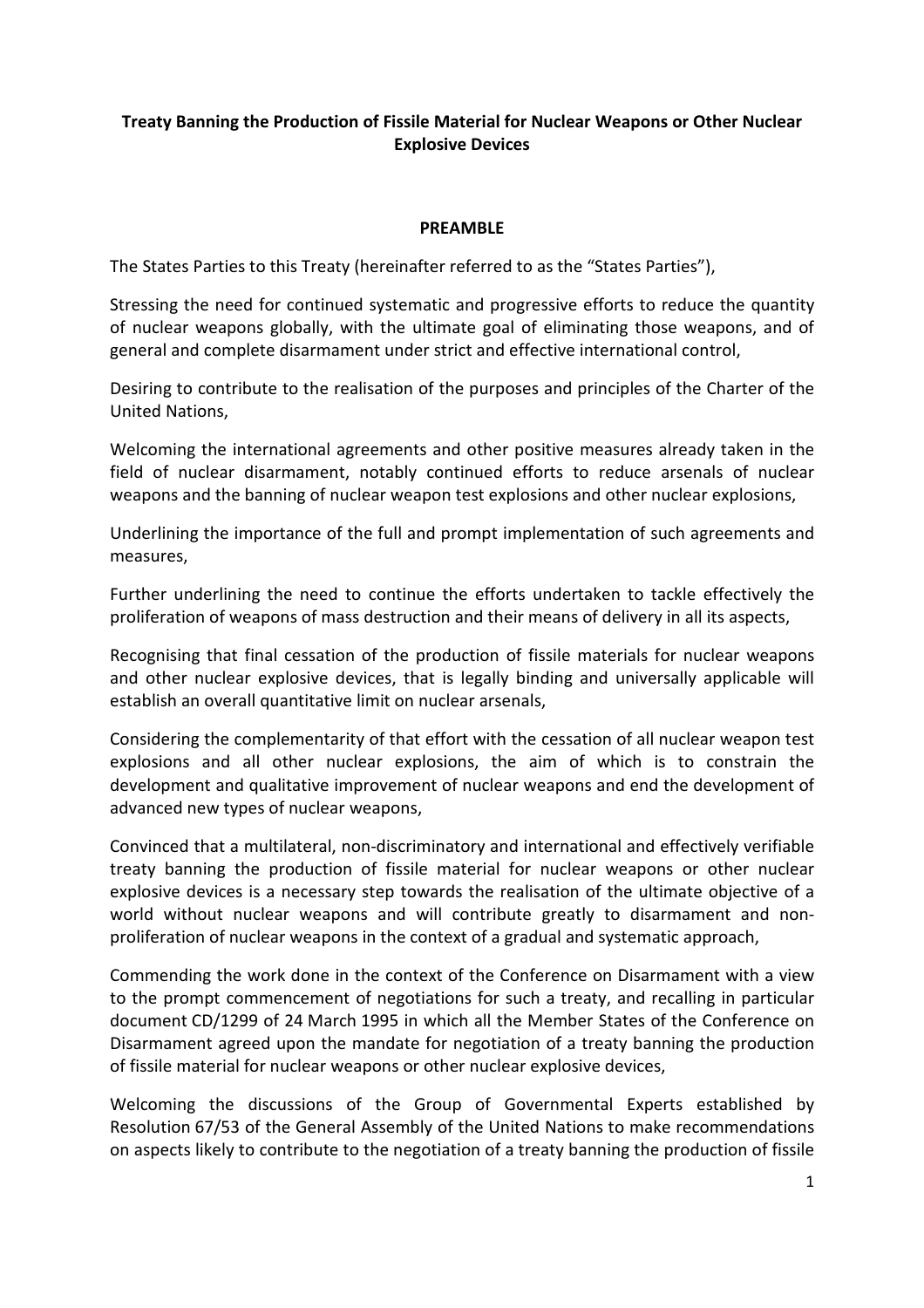# Treaty Banning the Production of Fissile Material for Nuclear Weapons or Other Nuclear Explosive Devices

## PREAMBLE

The States Parties to this Treaty (hereinafter referred to as the "States Parties"),

Stressing the need for continued systematic and progressive efforts to reduce the quantity of nuclear weapons globally, with the ultimate goal of eliminating those weapons, and of general and complete disarmament under strict and effective international control,

Desiring to contribute to the realisation of the purposes and principles of the Charter of the United Nations,

Welcoming the international agreements and other positive measures already taken in the field of nuclear disarmament, notably continued efforts to reduce arsenals of nuclear weapons and the banning of nuclear weapon test explosions and other nuclear explosions,

Underlining the importance of the full and prompt implementation of such agreements and measures,

Further underlining the need to continue the efforts undertaken to tackle effectively the proliferation of weapons of mass destruction and their means of delivery in all its aspects,

Recognising that final cessation of the production of fissile materials for nuclear weapons and other nuclear explosive devices, that is legally binding and universally applicable will establish an overall quantitative limit on nuclear arsenals,

Considering the complementarity of that effort with the cessation of all nuclear weapon test explosions and all other nuclear explosions, the aim of which is to constrain the development and qualitative improvement of nuclear weapons and end the development of advanced new types of nuclear weapons,

Convinced that a multilateral, non-discriminatory and international and effectively verifiable treaty banning the production of fissile material for nuclear weapons or other nuclear explosive devices is a necessary step towards the realisation of the ultimate objective of a world without nuclear weapons and will contribute greatly to disarmament and non-proliferation of nuclear weapons in the context of a gradual and systematic approach,

Commending the work done in the context of the Conference on Disarmament with a view to the prompt commencement of negotiations for such a treaty, and recalling in particular document CD/1299 of 24 March 1995 in which all the Member States of the Conference on Disarmament agreed upon the mandate for negotiation of a treaty banning the production of fissile material for nuclear weapons or other nuclear explosive devices,

Welcoming the discussions of the Group of Governmental Experts established by Resolution 67/53 of the General Assembly of the United Nations to make recommendations on aspects likely to contribute to the negotiation of a treaty banning the production of fissile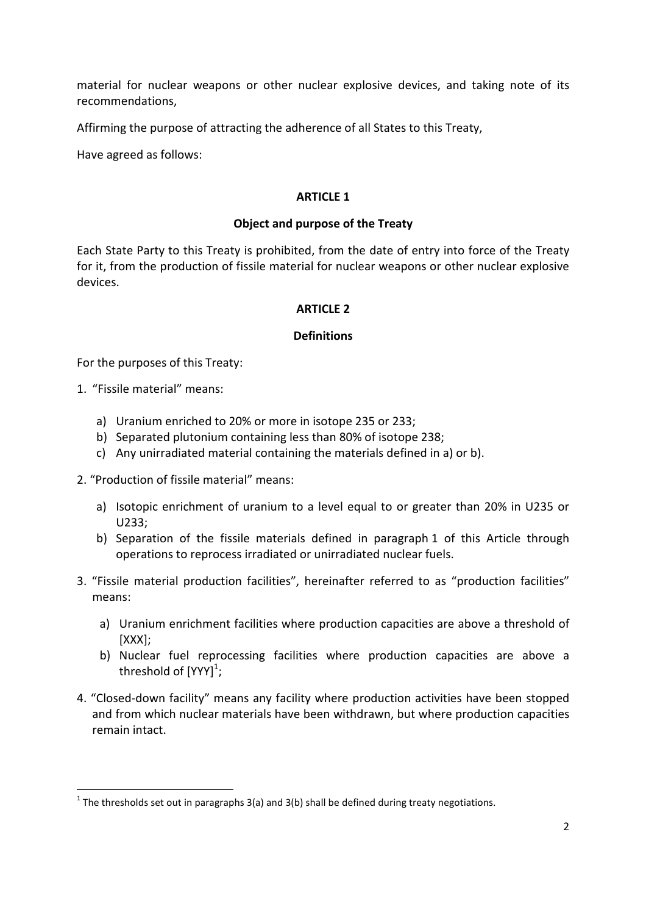material for nuclear weapons or other nuclear explosive devices, and taking note of its recommendations,

Affirming the purpose of attracting the adherence of all States to this Treaty,

Have agreed as follows:

## ARTICLE 1

### Object and purpose of the Treaty

Each State Party to this Treaty is prohibited, from the date of entry into force of the Treaty for it, from the production of fissile material for nuclear weapons or other nuclear explosive devices.

## ARTICLE 2

### Definitions

For the purposes of this Treaty:

1. "Fissile material" means:

   a) Uranium enriched to 20% or more in isotope 235 or 233;
   b) Separated plutonium containing less than 80% of isotope 238;
   c) Any unirradiated material containing the materials defined in a) or b).

2. "Production of fissile material" means:

   a) Isotopic enrichment of uranium to a level equal to or greater than 20% in U235 or U233;
   b) Separation of the fissile materials defined in paragraph 1 of this Article through operations to reprocess irradiated or unirradiated nuclear fuels.

3. "Fissile material production facilities", hereinafter referred to as "production facilities" means:

   a) Uranium enrichment facilities where production capacities are above a threshold of [XXX];
   b) Nuclear fuel reprocessing facilities where production capacities are above a threshold of [YYY][1];

4. "Closed-down facility" means any facility where production activities have been stopped and from which nuclear materials have been withdrawn, but where production capacities remain intact.

[1] The thresholds set out in paragraphs 3(a) and 3(b) shall be defined during treaty negotiations.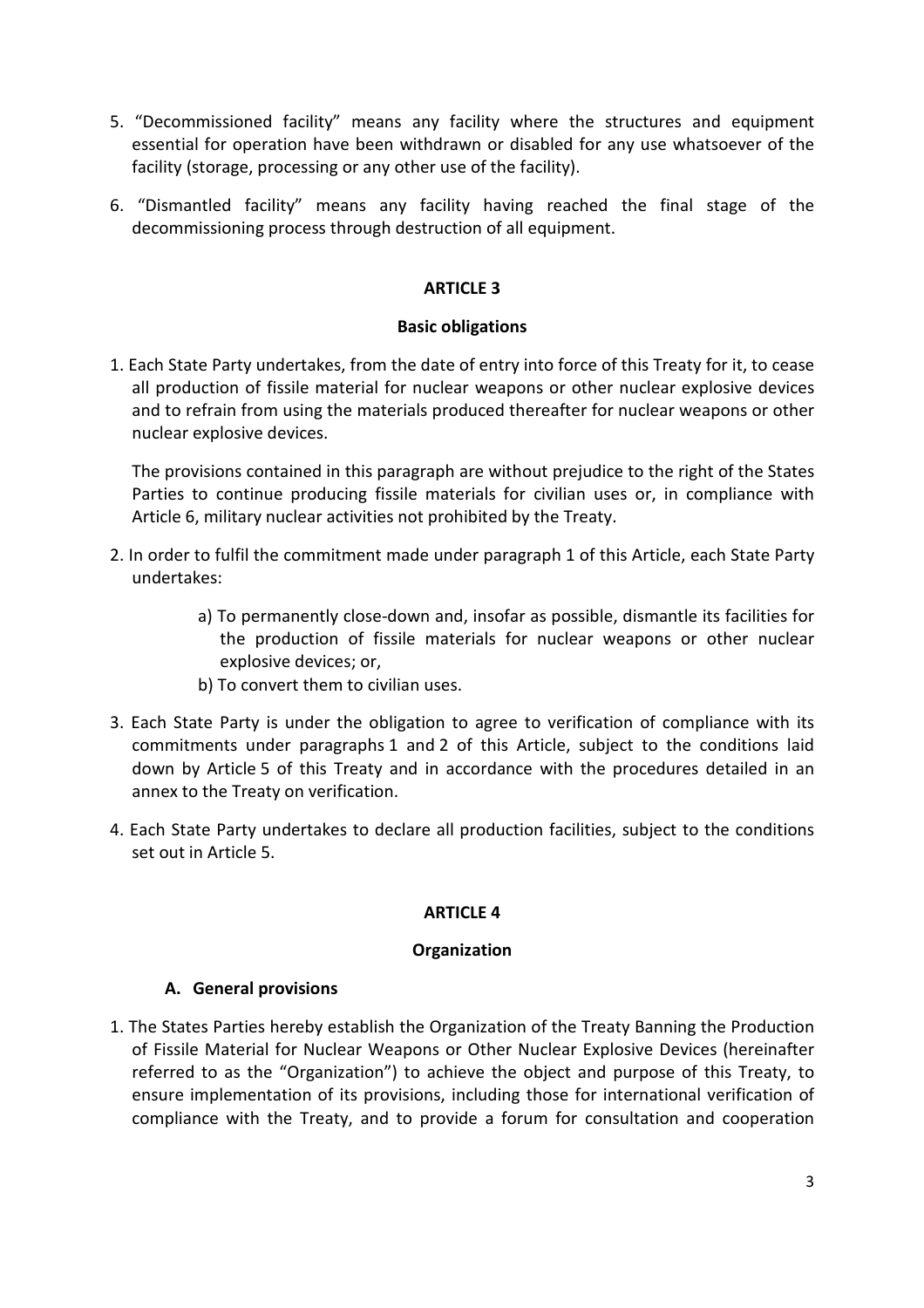5. "Decommissioned facility" means any facility where the structures and equipment essential for operation have been withdrawn or disabled for any use whatsoever of the facility (storage, processing or any other use of the facility).

6. "Dismantled facility" means any facility having reached the final stage of the decommissioning process through destruction of all equipment.

## ARTICLE 3

### Basic obligations

1. Each State Party undertakes, from the date of entry into force of this Treaty for it, to cease all production of fissile material for nuclear weapons or other nuclear explosive devices and to refrain from using the materials produced thereafter for nuclear weapons or other nuclear explosive devices.

   The provisions contained in this paragraph are without prejudice to the right of the States Parties to continue producing fissile materials for civilian uses or, in compliance with Article 6, military nuclear activities not prohibited by the Treaty.

2. In order to fulfil the commitment made under paragraph 1 of this Article, each State Party undertakes:

   a) To permanently close-down and, insofar as possible, dismantle its facilities for the production of fissile materials for nuclear weapons or other nuclear explosive devices; or,

   b) To convert them to civilian uses.

3. Each State Party is under the obligation to agree to verification of compliance with its commitments under paragraphs 1 and 2 of this Article, subject to the conditions laid down by Article 5 of this Treaty and in accordance with the procedures detailed in an annex to the Treaty on verification.

4. Each State Party undertakes to declare all production facilities, subject to the conditions set out in Article 5.

## ARTICLE 4

### Organization

#### A. General provisions

1. The States Parties hereby establish the Organization of the Treaty Banning the Production of Fissile Material for Nuclear Weapons or Other Nuclear Explosive Devices (hereinafter referred to as the "Organization") to achieve the object and purpose of this Treaty, to ensure implementation of its provisions, including those for international verification of compliance with the Treaty, and to provide a forum for consultation and cooperation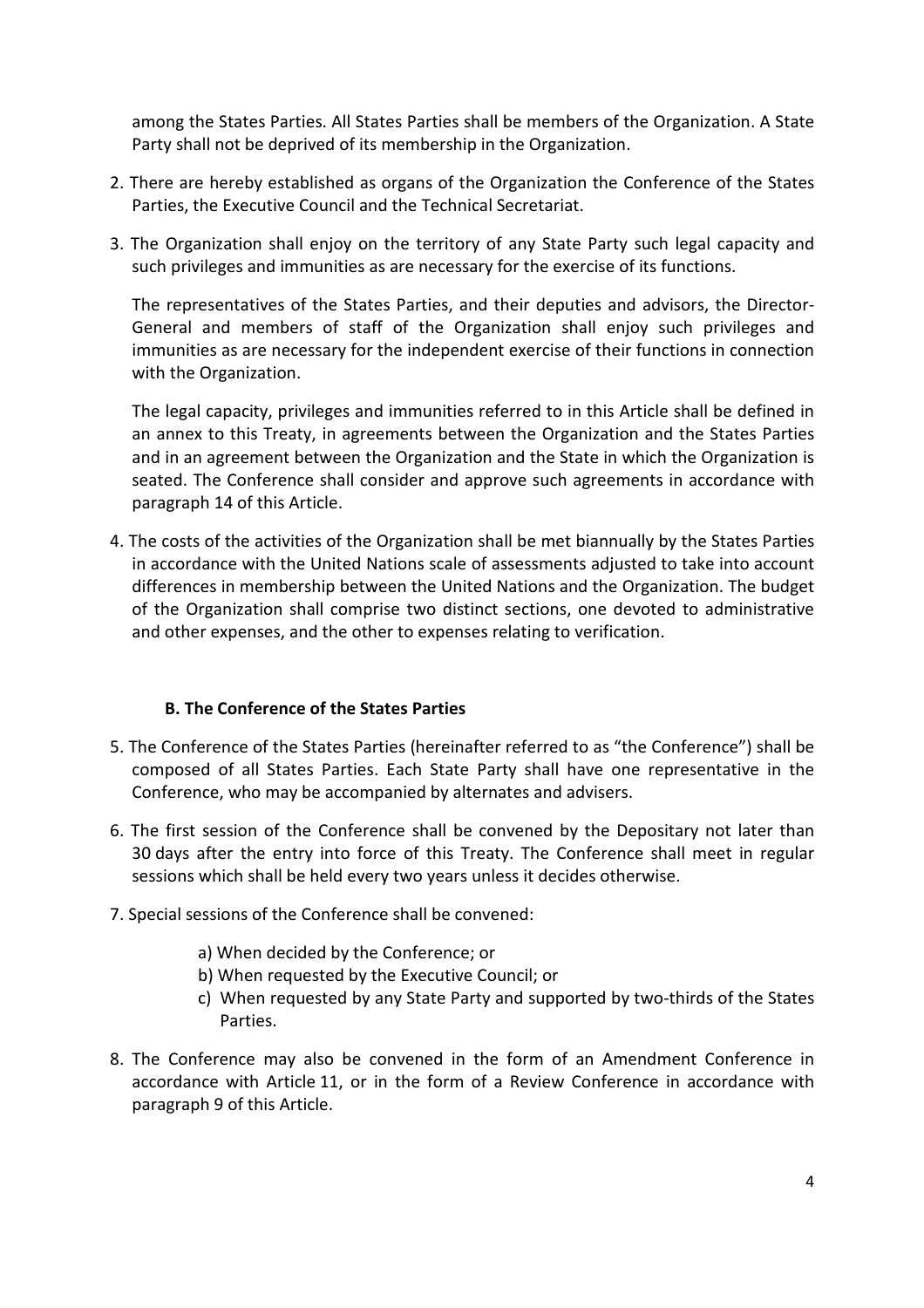among the States Parties. All States Parties shall be members of the Organization. A State Party shall not be deprived of its membership in the Organization.

2. There are hereby established as organs of the Organization the Conference of the States Parties, the Executive Council and the Technical Secretariat.

3. The Organization shall enjoy on the territory of any State Party such legal capacity and such privileges and immunities as are necessary for the exercise of its functions.

   The representatives of the States Parties, and their deputies and advisors, the Director-General and members of staff of the Organization shall enjoy such privileges and immunities as are necessary for the independent exercise of their functions in connection with the Organization.

   The legal capacity, privileges and immunities referred to in this Article shall be defined in an annex to this Treaty, in agreements between the Organization and the States Parties and in an agreement between the Organization and the State in which the Organization is seated. The Conference shall consider and approve such agreements in accordance with paragraph 14 of this Article.

4. The costs of the activities of the Organization shall be met biannually by the States Parties in accordance with the United Nations scale of assessments adjusted to take into account differences in membership between the United Nations and the Organization. The budget of the Organization shall comprise two distinct sections, one devoted to administrative and other expenses, and the other to expenses relating to verification.

### B. The Conference of the States Parties

5. The Conference of the States Parties (hereinafter referred to as "the Conference") shall be composed of all States Parties. Each State Party shall have one representative in the Conference, who may be accompanied by alternates and advisers.

6. The first session of the Conference shall be convened by the Depositary not later than 30 days after the entry into force of this Treaty. The Conference shall meet in regular sessions which shall be held every two years unless it decides otherwise.

7. Special sessions of the Conference shall be convened:

   a) When decided by the Conference; or
   b) When requested by the Executive Council; or
   c) When requested by any State Party and supported by two-thirds of the States Parties.

8. The Conference may also be convened in the form of an Amendment Conference in accordance with Article 11, or in the form of a Review Conference in accordance with paragraph 9 of this Article.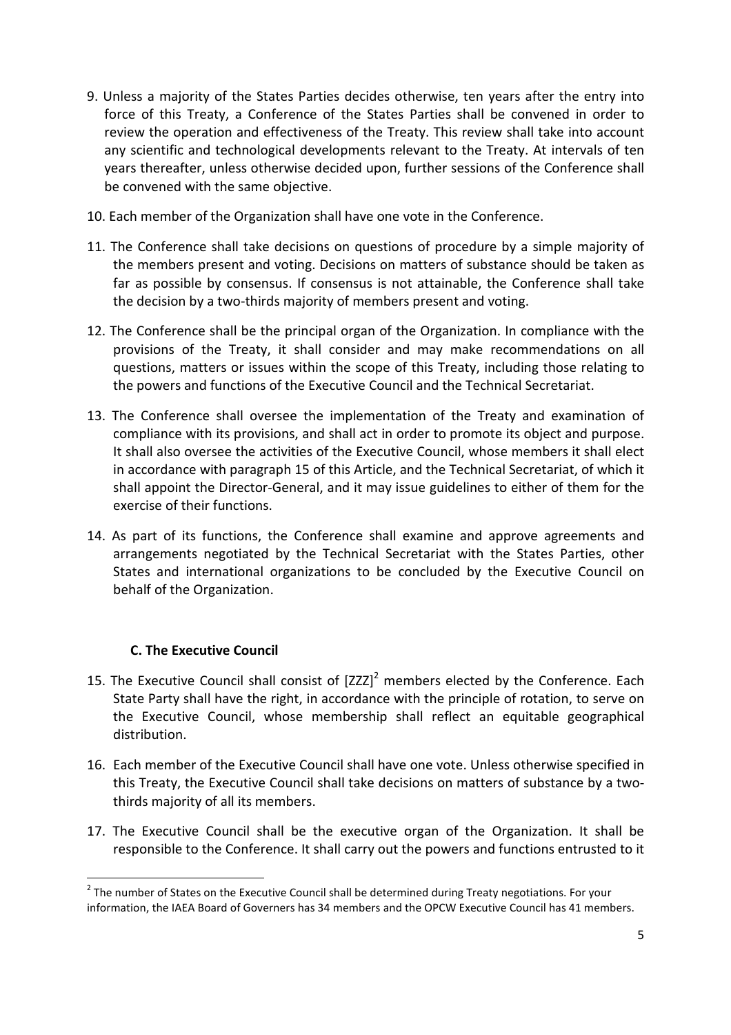9. Unless a majority of the States Parties decides otherwise, ten years after the entry into force of this Treaty, a Conference of the States Parties shall be convened in order to review the operation and effectiveness of the Treaty. This review shall take into account any scientific and technological developments relevant to the Treaty. At intervals of ten years thereafter, unless otherwise decided upon, further sessions of the Conference shall be convened with the same objective.

10. Each member of the Organization shall have one vote in the Conference.

11. The Conference shall take decisions on questions of procedure by a simple majority of the members present and voting. Decisions on matters of substance should be taken as far as possible by consensus. If consensus is not attainable, the Conference shall take the decision by a two-thirds majority of members present and voting.

12. The Conference shall be the principal organ of the Organization. In compliance with the provisions of the Treaty, it shall consider and may make recommendations on all questions, matters or issues within the scope of this Treaty, including those relating to the powers and functions of the Executive Council and the Technical Secretariat.

13. The Conference shall oversee the implementation of the Treaty and examination of compliance with its provisions, and shall act in order to promote its object and purpose. It shall also oversee the activities of the Executive Council, whose members it shall elect in accordance with paragraph 15 of this Article, and the Technical Secretariat, of which it shall appoint the Director-General, and it may issue guidelines to either of them for the exercise of their functions.

14. As part of its functions, the Conference shall examine and approve agreements and arrangements negotiated by the Technical Secretariat with the States Parties, other States and international organizations to be concluded by the Executive Council on behalf of the Organization.

### C. The Executive Council

15. The Executive Council shall consist of [ZZZ][2] members elected by the Conference. Each State Party shall have the right, in accordance with the principle of rotation, to serve on the Executive Council, whose membership shall reflect an equitable geographical distribution.

16. Each member of the Executive Council shall have one vote. Unless otherwise specified in this Treaty, the Executive Council shall take decisions on matters of substance by a two-thirds majority of all its members.

17. The Executive Council shall be the executive organ of the Organization. It shall be responsible to the Conference. It shall carry out the powers and functions entrusted to it

---

[2] The number of States on the Executive Council shall be determined during Treaty negotiations. For your information, the IAEA Board of Governers has 34 members and the OPCW Executive Council has 41 members.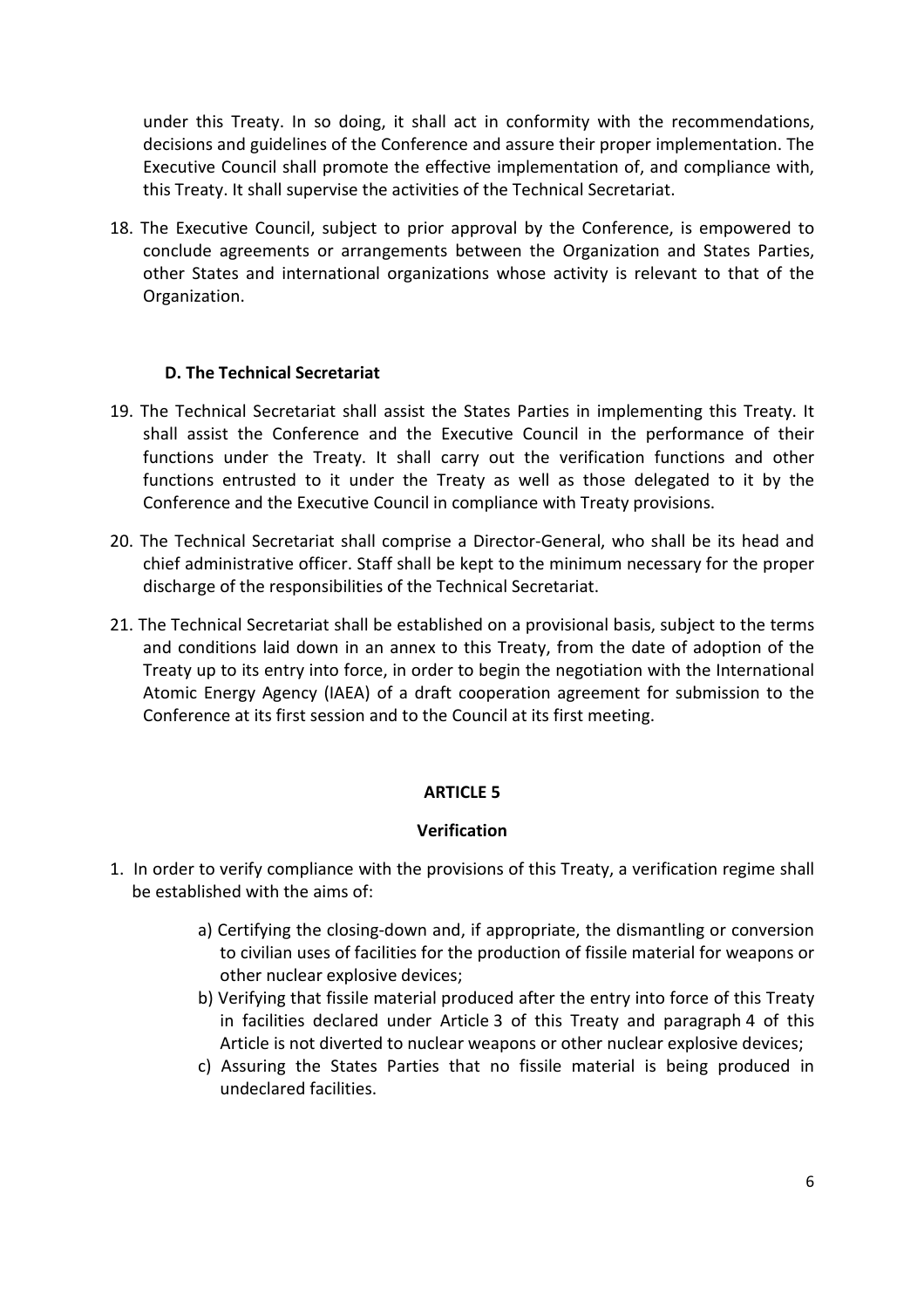under this Treaty. In so doing, it shall act in conformity with the recommendations, decisions and guidelines of the Conference and assure their proper implementation. The Executive Council shall promote the effective implementation of, and compliance with, this Treaty. It shall supervise the activities of the Technical Secretariat.

18. The Executive Council, subject to prior approval by the Conference, is empowered to conclude agreements or arrangements between the Organization and States Parties, other States and international organizations whose activity is relevant to that of the Organization.

### D. The Technical Secretariat

19. The Technical Secretariat shall assist the States Parties in implementing this Treaty. It shall assist the Conference and the Executive Council in the performance of their functions under the Treaty. It shall carry out the verification functions and other functions entrusted to it under the Treaty as well as those delegated to it by the Conference and the Executive Council in compliance with Treaty provisions.

20. The Technical Secretariat shall comprise a Director-General, who shall be its head and chief administrative officer. Staff shall be kept to the minimum necessary for the proper discharge of the responsibilities of the Technical Secretariat.

21. The Technical Secretariat shall be established on a provisional basis, subject to the terms and conditions laid down in an annex to this Treaty, from the date of adoption of the Treaty up to its entry into force, in order to begin the negotiation with the International Atomic Energy Agency (IAEA) of a draft cooperation agreement for submission to the Conference at its first session and to the Council at its first meeting.

## ARTICLE 5

### Verification

1. In order to verify compliance with the provisions of this Treaty, a verification regime shall be established with the aims of:

   a) Certifying the closing-down and, if appropriate, the dismantling or conversion to civilian uses of facilities for the production of fissile material for weapons or other nuclear explosive devices;
   b) Verifying that fissile material produced after the entry into force of this Treaty in facilities declared under Article 3 of this Treaty and paragraph 4 of this Article is not diverted to nuclear weapons or other nuclear explosive devices;
   c) Assuring the States Parties that no fissile material is being produced in undeclared facilities.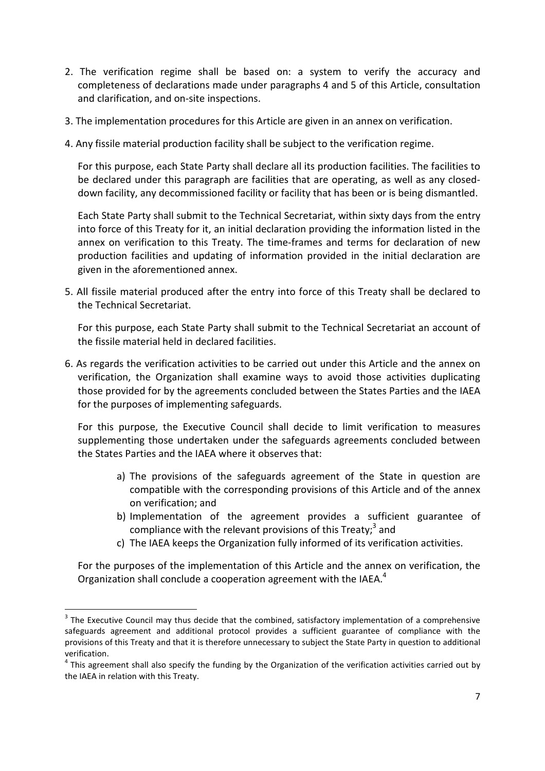2. The verification regime shall be based on: a system to verify the accuracy and completeness of declarations made under paragraphs 4 and 5 of this Article, consultation and clarification, and on-site inspections.

3. The implementation procedures for this Article are given in an annex on verification.

4. Any fissile material production facility shall be subject to the verification regime.

   For this purpose, each State Party shall declare all its production facilities. The facilities to be declared under this paragraph are facilities that are operating, as well as any closed-down facility, any decommissioned facility or facility that has been or is being dismantled.

   Each State Party shall submit to the Technical Secretariat, within sixty days from the entry into force of this Treaty for it, an initial declaration providing the information listed in the annex on verification to this Treaty. The time-frames and terms for declaration of new production facilities and updating of information provided in the initial declaration are given in the aforementioned annex.

5. All fissile material produced after the entry into force of this Treaty shall be declared to the Technical Secretariat.

   For this purpose, each State Party shall submit to the Technical Secretariat an account of the fissile material held in declared facilities.

6. As regards the verification activities to be carried out under this Article and the annex on verification, the Organization shall examine ways to avoid those activities duplicating those provided for by the agreements concluded between the States Parties and the IAEA for the purposes of implementing safeguards.

   For this purpose, the Executive Council shall decide to limit verification to measures supplementing those undertaken under the safeguards agreements concluded between the States Parties and the IAEA where it observes that:

   a) The provisions of the safeguards agreement of the State in question are compatible with the corresponding provisions of this Article and of the annex on verification; and
   b) Implementation of the agreement provides a sufficient guarantee of compliance with the relevant provisions of this Treaty;[3] and
   c) The IAEA keeps the Organization fully informed of its verification activities.

   For the purposes of the implementation of this Article and the annex on verification, the Organization shall conclude a cooperation agreement with the IAEA.[4]

---

[3] The Executive Council may thus decide that the combined, satisfactory implementation of a comprehensive safeguards agreement and additional protocol provides a sufficient guarantee of compliance with the provisions of this Treaty and that it is therefore unnecessary to subject the State Party in question to additional verification.

[4] This agreement shall also specify the funding by the Organization of the verification activities carried out by the IAEA in relation with this Treaty.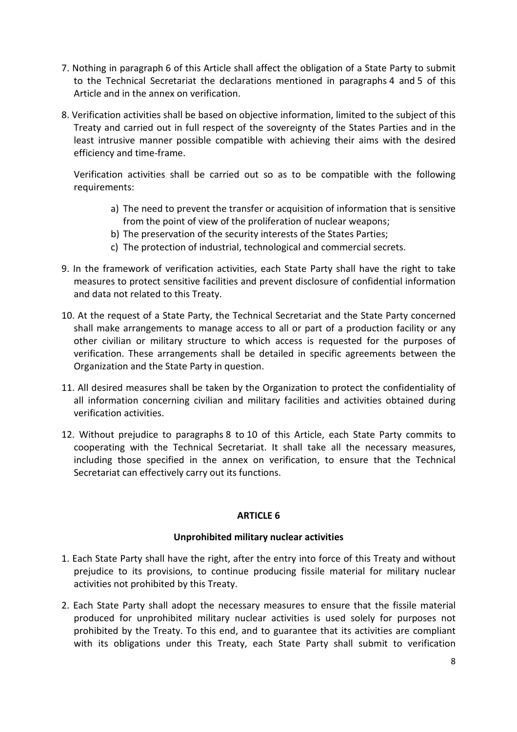7. Nothing in paragraph 6 of this Article shall affect the obligation of a State Party to submit to the Technical Secretariat the declarations mentioned in paragraphs 4 and 5 of this Article and in the annex on verification.

8. Verification activities shall be based on objective information, limited to the subject of this Treaty and carried out in full respect of the sovereignty of the States Parties and in the least intrusive manner possible compatible with achieving their aims with the desired efficiency and time-frame.

   Verification activities shall be carried out so as to be compatible with the following requirements:

   a) The need to prevent the transfer or acquisition of information that is sensitive from the point of view of the proliferation of nuclear weapons;
   b) The preservation of the security interests of the States Parties;
   c) The protection of industrial, technological and commercial secrets.

9. In the framework of verification activities, each State Party shall have the right to take measures to protect sensitive facilities and prevent disclosure of confidential information and data not related to this Treaty.

10. At the request of a State Party, the Technical Secretariat and the State Party concerned shall make arrangements to manage access to all or part of a production facility or any other civilian or military structure to which access is requested for the purposes of verification. These arrangements shall be detailed in specific agreements between the Organization and the State Party in question.

11. All desired measures shall be taken by the Organization to protect the confidentiality of all information concerning civilian and military facilities and activities obtained during verification activities.

12. Without prejudice to paragraphs 8 to 10 of this Article, each State Party commits to cooperating with the Technical Secretariat. It shall take all the necessary measures, including those specified in the annex on verification, to ensure that the Technical Secretariat can effectively carry out its functions.

## ARTICLE 6

### Unprohibited military nuclear activities

1. Each State Party shall have the right, after the entry into force of this Treaty and without prejudice to its provisions, to continue producing fissile material for military nuclear activities not prohibited by this Treaty.

2. Each State Party shall adopt the necessary measures to ensure that the fissile material produced for unprohibited military nuclear activities is used solely for purposes not prohibited by the Treaty. To this end, and to guarantee that its activities are compliant with its obligations under this Treaty, each State Party shall submit to verification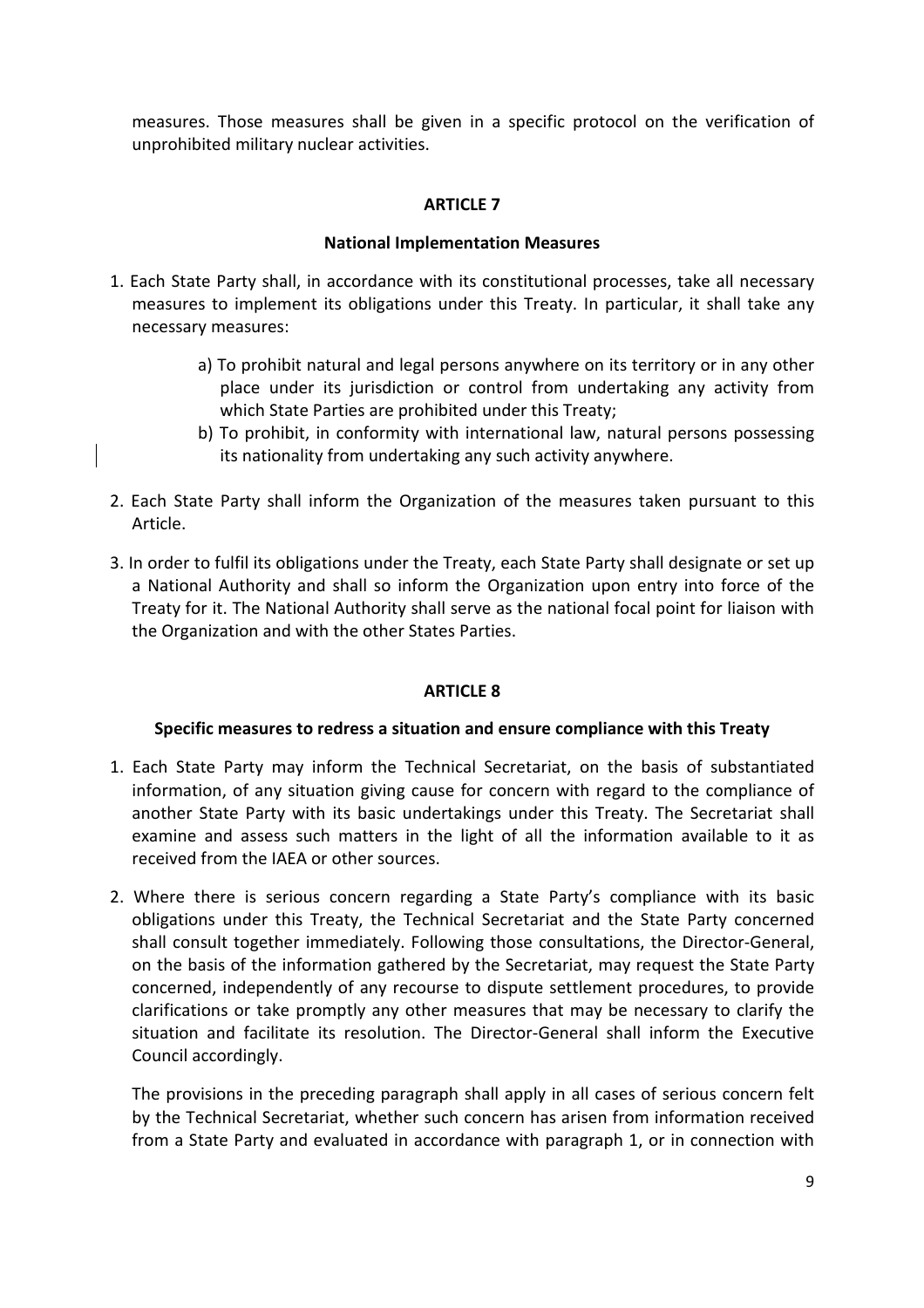measures. Those measures shall be given in a specific protocol on the verification of unprohibited military nuclear activities.

## ARTICLE 7

### National Implementation Measures

1. Each State Party shall, in accordance with its constitutional processes, take all necessary measures to implement its obligations under this Treaty. In particular, it shall take any necessary measures:

   a) To prohibit natural and legal persons anywhere on its territory or in any other place under its jurisdiction or control from undertaking any activity from which State Parties are prohibited under this Treaty;

   b) To prohibit, in conformity with international law, natural persons possessing its nationality from undertaking any such activity anywhere.

2. Each State Party shall inform the Organization of the measures taken pursuant to this Article.

3. In order to fulfil its obligations under the Treaty, each State Party shall designate or set up a National Authority and shall so inform the Organization upon entry into force of the Treaty for it. The National Authority shall serve as the national focal point for liaison with the Organization and with the other States Parties.

## ARTICLE 8

### Specific measures to redress a situation and ensure compliance with this Treaty

1. Each State Party may inform the Technical Secretariat, on the basis of substantiated information, of any situation giving cause for concern with regard to the compliance of another State Party with its basic undertakings under this Treaty. The Secretariat shall examine and assess such matters in the light of all the information available to it as received from the IAEA or other sources.

2. Where there is serious concern regarding a State Party's compliance with its basic obligations under this Treaty, the Technical Secretariat and the State Party concerned shall consult together immediately. Following those consultations, the Director-General, on the basis of the information gathered by the Secretariat, may request the State Party concerned, independently of any recourse to dispute settlement procedures, to provide clarifications or take promptly any other measures that may be necessary to clarify the situation and facilitate its resolution. The Director-General shall inform the Executive Council accordingly.

   The provisions in the preceding paragraph shall apply in all cases of serious concern felt by the Technical Secretariat, whether such concern has arisen from information received from a State Party and evaluated in accordance with paragraph 1, or in connection with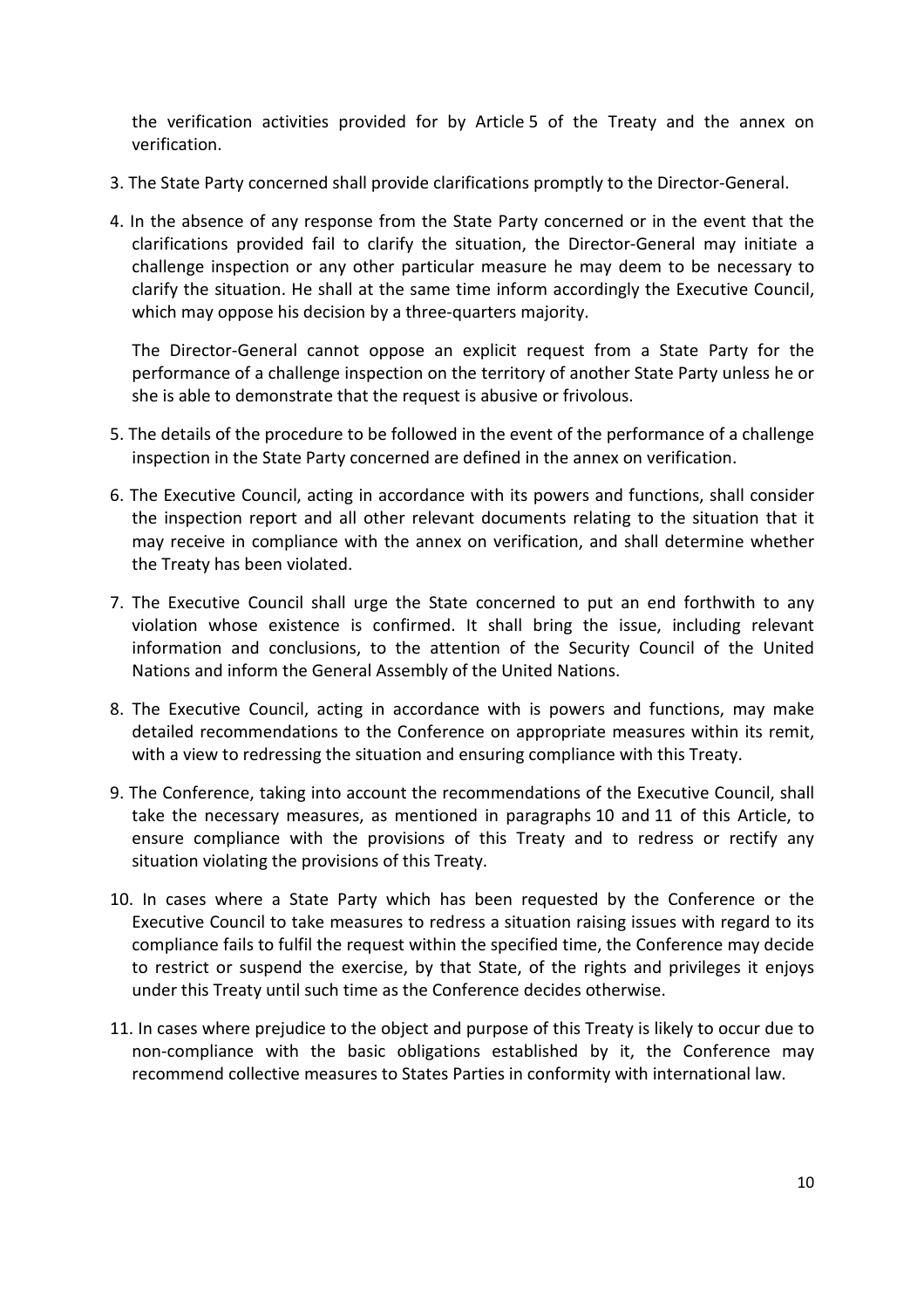the verification activities provided for by Article 5 of the Treaty and the annex on verification.

3. The State Party concerned shall provide clarifications promptly to the Director-General.

4. In the absence of any response from the State Party concerned or in the event that the clarifications provided fail to clarify the situation, the Director-General may initiate a challenge inspection or any other particular measure he may deem to be necessary to clarify the situation. He shall at the same time inform accordingly the Executive Council, which may oppose his decision by a three-quarters majority.

   The Director-General cannot oppose an explicit request from a State Party for the performance of a challenge inspection on the territory of another State Party unless he or she is able to demonstrate that the request is abusive or frivolous.

5. The details of the procedure to be followed in the event of the performance of a challenge inspection in the State Party concerned are defined in the annex on verification.

6. The Executive Council, acting in accordance with its powers and functions, shall consider the inspection report and all other relevant documents relating to the situation that it may receive in compliance with the annex on verification, and shall determine whether the Treaty has been violated.

7. The Executive Council shall urge the State concerned to put an end forthwith to any violation whose existence is confirmed. It shall bring the issue, including relevant information and conclusions, to the attention of the Security Council of the United Nations and inform the General Assembly of the United Nations.

8. The Executive Council, acting in accordance with is powers and functions, may make detailed recommendations to the Conference on appropriate measures within its remit, with a view to redressing the situation and ensuring compliance with this Treaty.

9. The Conference, taking into account the recommendations of the Executive Council, shall take the necessary measures, as mentioned in paragraphs 10 and 11 of this Article, to ensure compliance with the provisions of this Treaty and to redress or rectify any situation violating the provisions of this Treaty.

10. In cases where a State Party which has been requested by the Conference or the Executive Council to take measures to redress a situation raising issues with regard to its compliance fails to fulfil the request within the specified time, the Conference may decide to restrict or suspend the exercise, by that State, of the rights and privileges it enjoys under this Treaty until such time as the Conference decides otherwise.

11. In cases where prejudice to the object and purpose of this Treaty is likely to occur due to non-compliance with the basic obligations established by it, the Conference may recommend collective measures to States Parties in conformity with international law.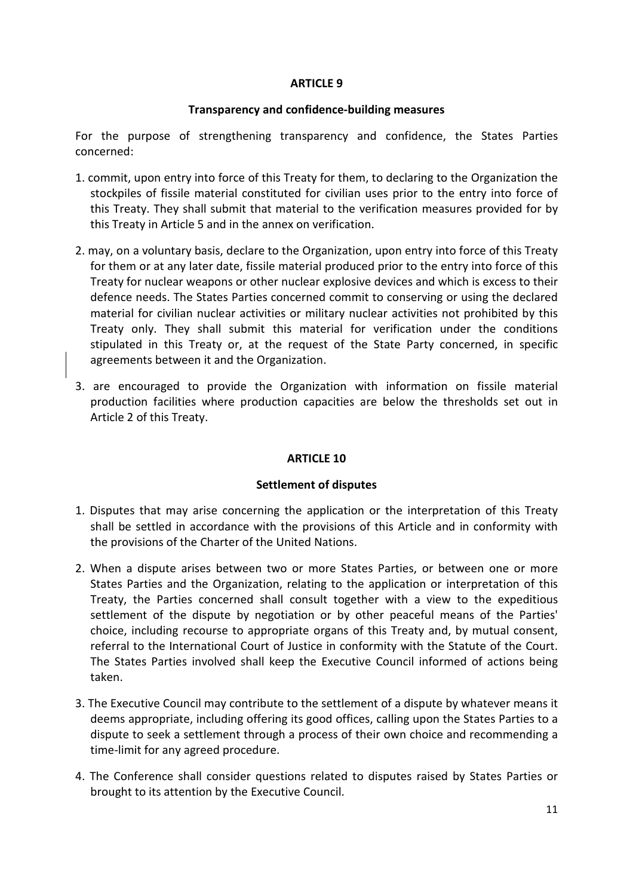## ARTICLE 9

### Transparency and confidence-building measures

For the purpose of strengthening transparency and confidence, the States Parties concerned:

1. commit, upon entry into force of this Treaty for them, to declaring to the Organization the stockpiles of fissile material constituted for civilian uses prior to the entry into force of this Treaty. They shall submit that material to the verification measures provided for by this Treaty in Article 5 and in the annex on verification.

2. may, on a voluntary basis, declare to the Organization, upon entry into force of this Treaty for them or at any later date, fissile material produced prior to the entry into force of this Treaty for nuclear weapons or other nuclear explosive devices and which is excess to their defence needs. The States Parties concerned commit to conserving or using the declared material for civilian nuclear activities or military nuclear activities not prohibited by this Treaty only. They shall submit this material for verification under the conditions stipulated in this Treaty or, at the request of the State Party concerned, in specific agreements between it and the Organization.

3. are encouraged to provide the Organization with information on fissile material production facilities where production capacities are below the thresholds set out in Article 2 of this Treaty.

## ARTICLE 10

### Settlement of disputes

1. Disputes that may arise concerning the application or the interpretation of this Treaty shall be settled in accordance with the provisions of this Article and in conformity with the provisions of the Charter of the United Nations.

2. When a dispute arises between two or more States Parties, or between one or more States Parties and the Organization, relating to the application or interpretation of this Treaty, the Parties concerned shall consult together with a view to the expeditious settlement of the dispute by negotiation or by other peaceful means of the Parties' choice, including recourse to appropriate organs of this Treaty and, by mutual consent, referral to the International Court of Justice in conformity with the Statute of the Court. The States Parties involved shall keep the Executive Council informed of actions being taken.

3. The Executive Council may contribute to the settlement of a dispute by whatever means it deems appropriate, including offering its good offices, calling upon the States Parties to a dispute to seek a settlement through a process of their own choice and recommending a time-limit for any agreed procedure.

4. The Conference shall consider questions related to disputes raised by States Parties or brought to its attention by the Executive Council.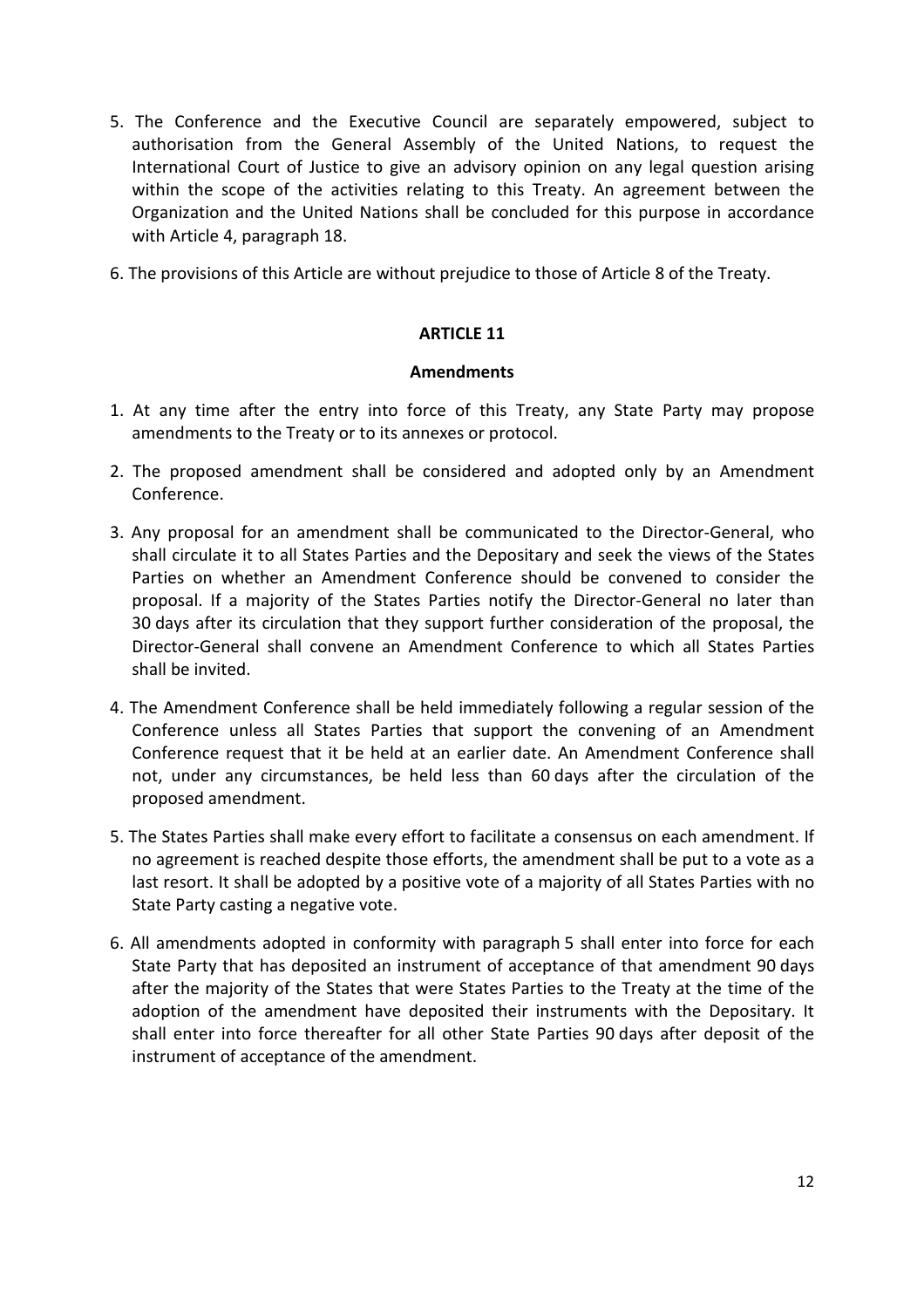5. The Conference and the Executive Council are separately empowered, subject to authorisation from the General Assembly of the United Nations, to request the International Court of Justice to give an advisory opinion on any legal question arising within the scope of the activities relating to this Treaty. An agreement between the Organization and the United Nations shall be concluded for this purpose in accordance with Article 4, paragraph 18.

6. The provisions of this Article are without prejudice to those of Article 8 of the Treaty.

## ARTICLE 11

### Amendments

1. At any time after the entry into force of this Treaty, any State Party may propose amendments to the Treaty or to its annexes or protocol.

2. The proposed amendment shall be considered and adopted only by an Amendment Conference.

3. Any proposal for an amendment shall be communicated to the Director-General, who shall circulate it to all States Parties and the Depositary and seek the views of the States Parties on whether an Amendment Conference should be convened to consider the proposal. If a majority of the States Parties notify the Director-General no later than 30 days after its circulation that they support further consideration of the proposal, the Director-General shall convene an Amendment Conference to which all States Parties shall be invited.

4. The Amendment Conference shall be held immediately following a regular session of the Conference unless all States Parties that support the convening of an Amendment Conference request that it be held at an earlier date. An Amendment Conference shall not, under any circumstances, be held less than 60 days after the circulation of the proposed amendment.

5. The States Parties shall make every effort to facilitate a consensus on each amendment. If no agreement is reached despite those efforts, the amendment shall be put to a vote as a last resort. It shall be adopted by a positive vote of a majority of all States Parties with no State Party casting a negative vote.

6. All amendments adopted in conformity with paragraph 5 shall enter into force for each State Party that has deposited an instrument of acceptance of that amendment 90 days after the majority of the States that were States Parties to the Treaty at the time of the adoption of the amendment have deposited their instruments with the Depositary. It shall enter into force thereafter for all other State Parties 90 days after deposit of the instrument of acceptance of the amendment.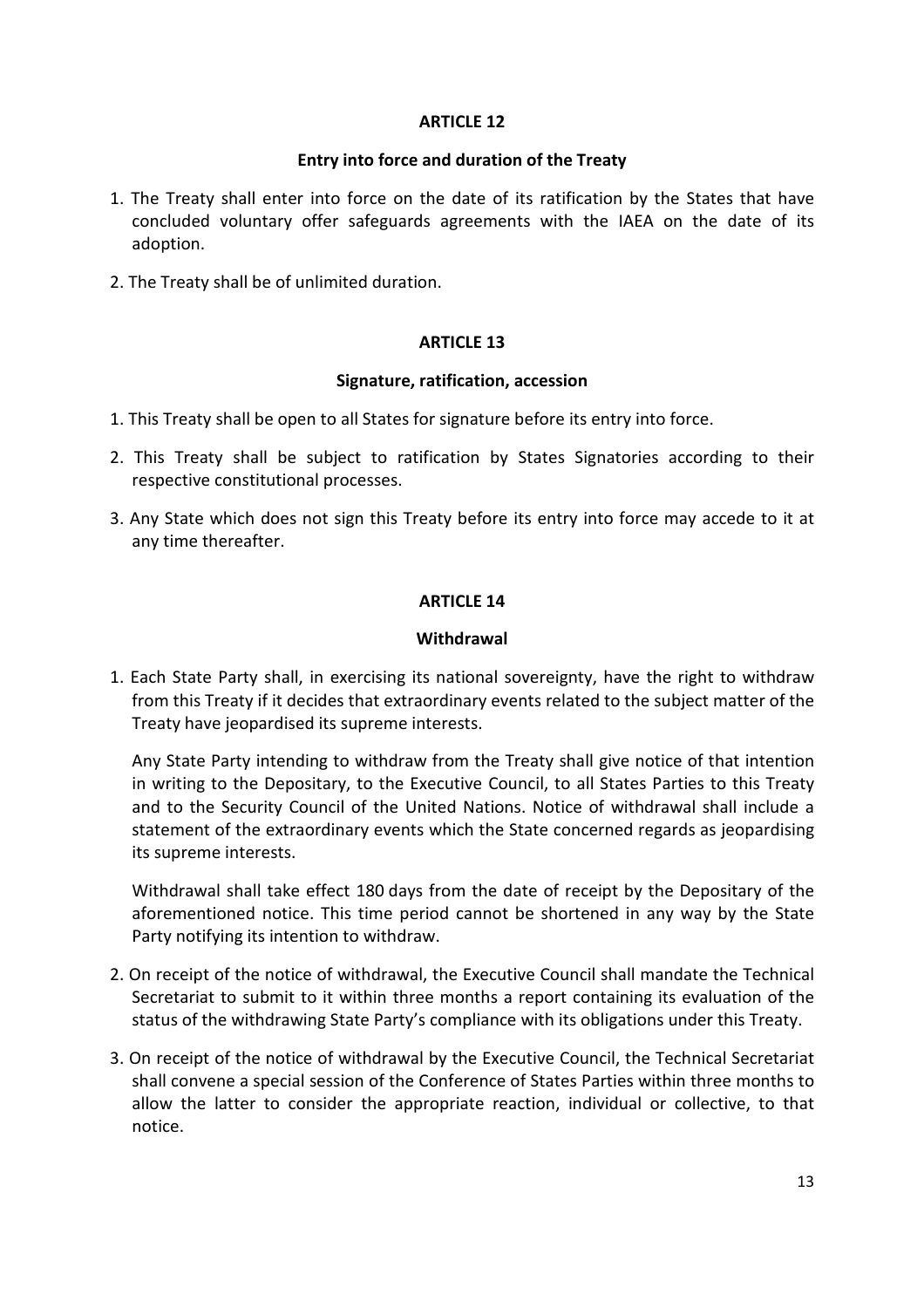## ARTICLE 12

### Entry into force and duration of the Treaty

1. The Treaty shall enter into force on the date of its ratification by the States that have concluded voluntary offer safeguards agreements with the IAEA on the date of its adoption.
2. The Treaty shall be of unlimited duration.

## ARTICLE 13

### Signature, ratification, accession

1. This Treaty shall be open to all States for signature before its entry into force.
2. This Treaty shall be subject to ratification by States Signatories according to their respective constitutional processes.
3. Any State which does not sign this Treaty before its entry into force may accede to it at any time thereafter.

## ARTICLE 14

### Withdrawal

1. Each State Party shall, in exercising its national sovereignty, have the right to withdraw from this Treaty if it decides that extraordinary events related to the subject matter of the Treaty have jeopardised its supreme interests.

   Any State Party intending to withdraw from the Treaty shall give notice of that intention in writing to the Depositary, to the Executive Council, to all States Parties to this Treaty and to the Security Council of the United Nations. Notice of withdrawal shall include a statement of the extraordinary events which the State concerned regards as jeopardising its supreme interests.

   Withdrawal shall take effect 180 days from the date of receipt by the Depositary of the aforementioned notice. This time period cannot be shortened in any way by the State Party notifying its intention to withdraw.

2. On receipt of the notice of withdrawal, the Executive Council shall mandate the Technical Secretariat to submit to it within three months a report containing its evaluation of the status of the withdrawing State Party's compliance with its obligations under this Treaty.
3. On receipt of the notice of withdrawal by the Executive Council, the Technical Secretariat shall convene a special session of the Conference of States Parties within three months to allow the latter to consider the appropriate reaction, individual or collective, to that notice.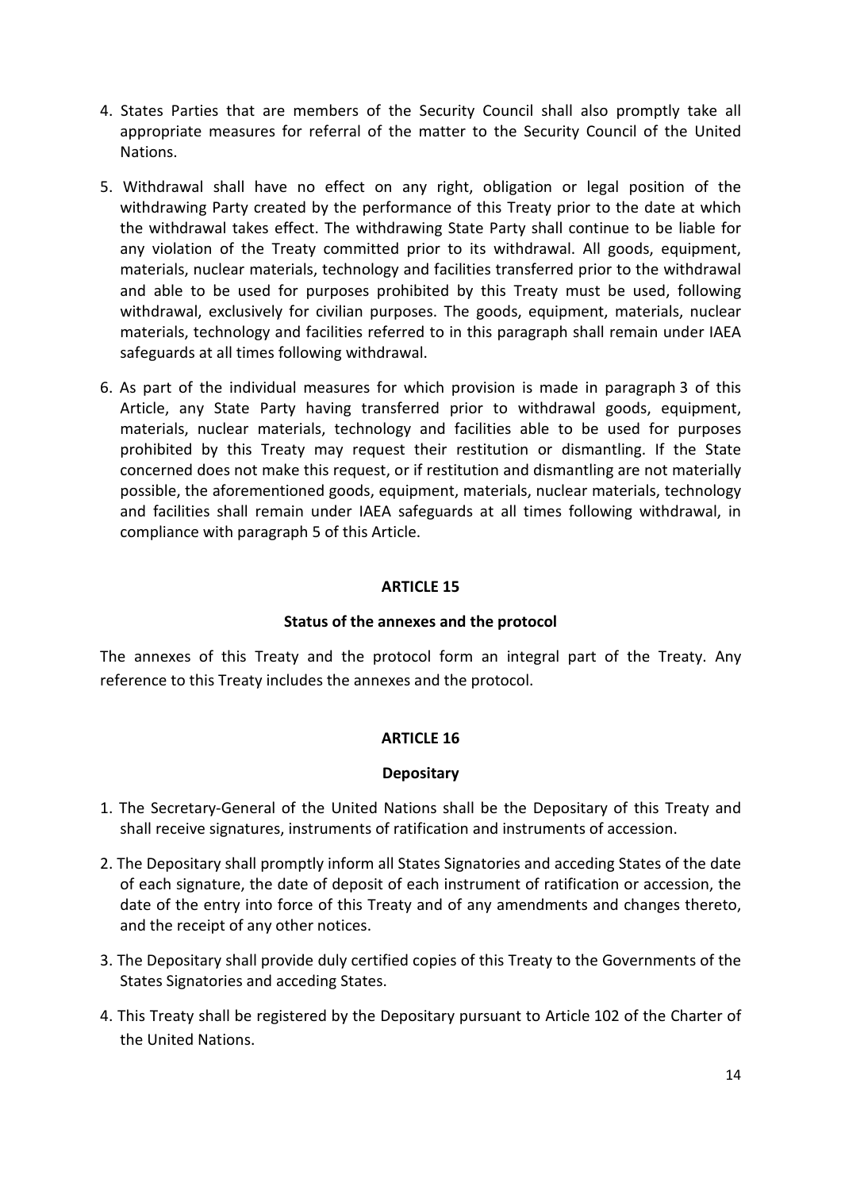4. States Parties that are members of the Security Council shall also promptly take all appropriate measures for referral of the matter to the Security Council of the United Nations.

5. Withdrawal shall have no effect on any right, obligation or legal position of the withdrawing Party created by the performance of this Treaty prior to the date at which the withdrawal takes effect. The withdrawing State Party shall continue to be liable for any violation of the Treaty committed prior to its withdrawal. All goods, equipment, materials, nuclear materials, technology and facilities transferred prior to the withdrawal and able to be used for purposes prohibited by this Treaty must be used, following withdrawal, exclusively for civilian purposes. The goods, equipment, materials, nuclear materials, technology and facilities referred to in this paragraph shall remain under IAEA safeguards at all times following withdrawal.

6. As part of the individual measures for which provision is made in paragraph 3 of this Article, any State Party having transferred prior to withdrawal goods, equipment, materials, nuclear materials, technology and facilities able to be used for purposes prohibited by this Treaty may request their restitution or dismantling. If the State concerned does not make this request, or if restitution and dismantling are not materially possible, the aforementioned goods, equipment, materials, nuclear materials, technology and facilities shall remain under IAEA safeguards at all times following withdrawal, in compliance with paragraph 5 of this Article.

**ARTICLE 15**

**Status of the annexes and the protocol**

The annexes of this Treaty and the protocol form an integral part of the Treaty. Any reference to this Treaty includes the annexes and the protocol.

**ARTICLE 16**

**Depositary**

1. The Secretary-General of the United Nations shall be the Depositary of this Treaty and shall receive signatures, instruments of ratification and instruments of accession.

2. The Depositary shall promptly inform all States Signatories and acceding States of the date of each signature, the date of deposit of each instrument of ratification or accession, the date of the entry into force of this Treaty and of any amendments and changes thereto, and the receipt of any other notices.

3. The Depositary shall provide duly certified copies of this Treaty to the Governments of the States Signatories and acceding States.

4. This Treaty shall be registered by the Depositary pursuant to Article 102 of the Charter of the United Nations.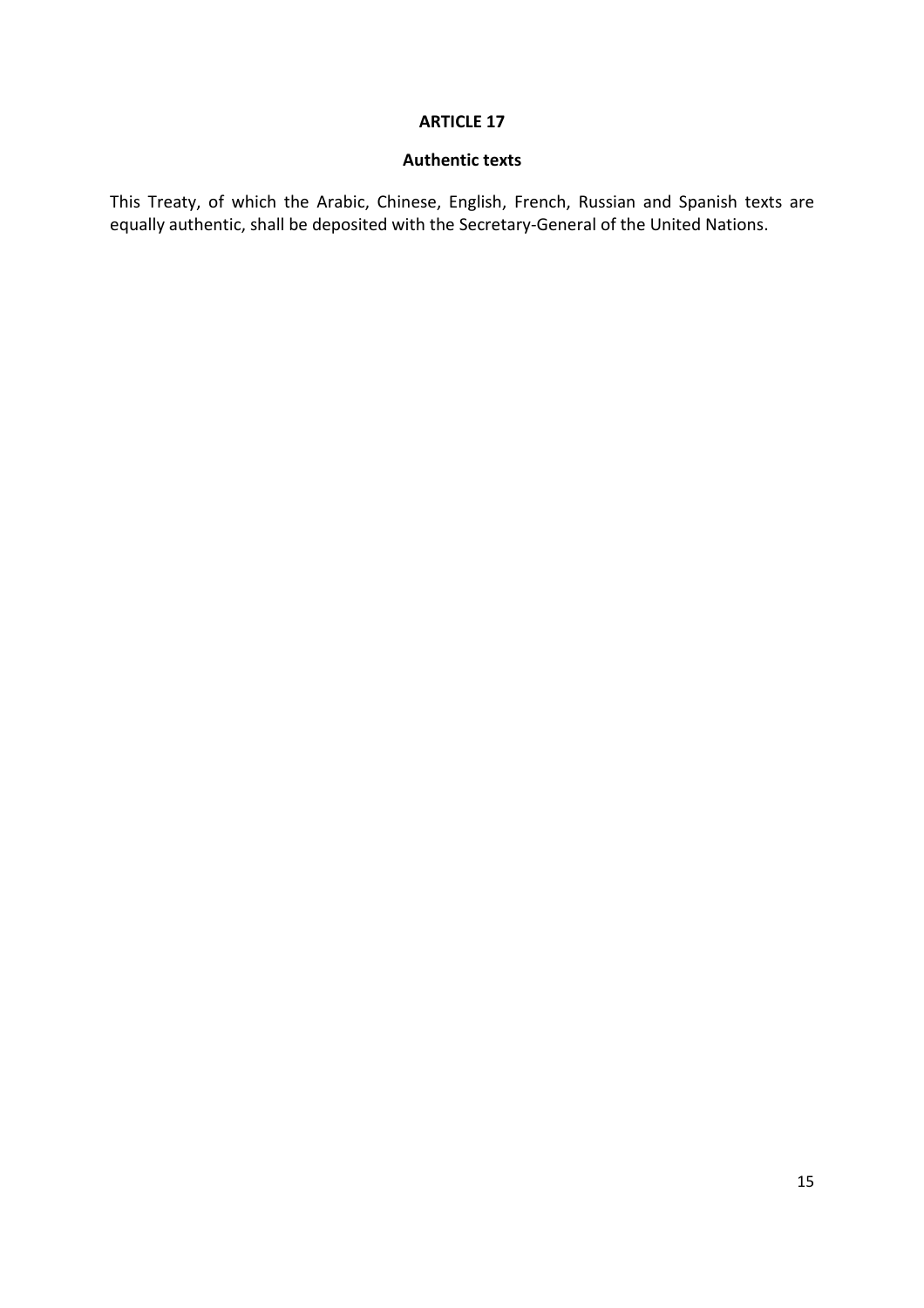## ARTICLE 17

### Authentic texts

This Treaty, of which the Arabic, Chinese, English, French, Russian and Spanish texts are equally authentic, shall be deposited with the Secretary-General of the United Nations.